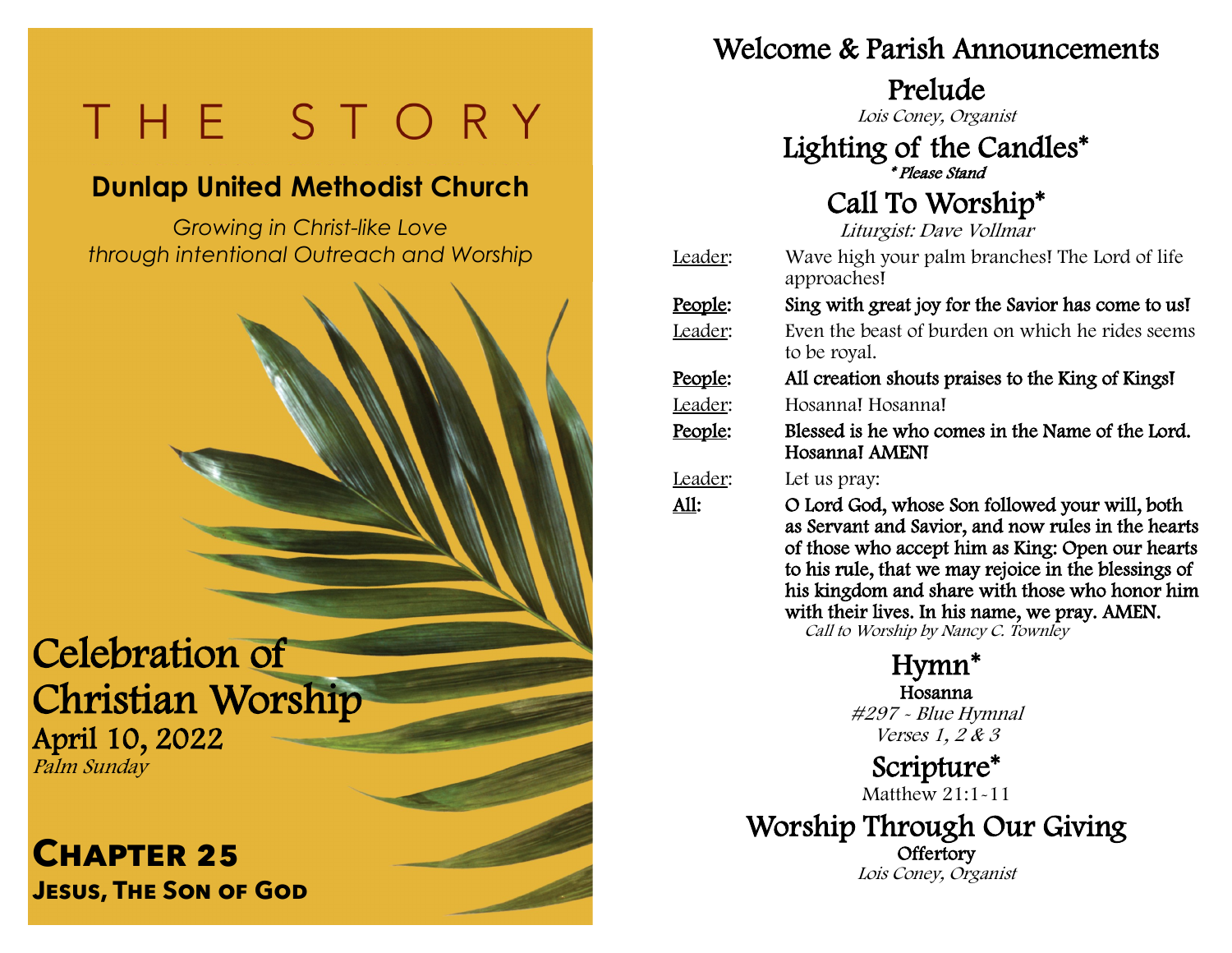# THE STORY

## Dunlap United Methodist Church

*Growing in Christ-like Love through intentional Outreach and Worship*

## Celebration of Christian Worship

**April 10, 2022**

*Palm Sunday*

## Chapter 25

**Jesus, The Son of God**

## Welcome & Parish Announcements

## Prelude

*Lois Coney, Organist*

## Lighting of the Candles*

*\* Please Stand*

## Call To Worship*

*Liturgist: Dave Vollmar*

Leader: Wave high your palm branches! The Lord of life approaches!

**People: Sing with great joy for the Savior has come to us!**

Leader: Even the beast of burden on which he rides seems to be royal.

**People: All creation shouts praises to the King of Kings!**

Leader: Hosanna! Hosanna!

**People: Blessed is he who comes in the Name of the Lord. Hosanna! AMEN!**

Leader: Let us pray:

**All: O Lord God, whose Son followed your will, both as Servant and Savior, and now rules in the hearts of those who accept him as King: Open our hearts to his rule, that we may rejoice in the blessings of his kingdom and share with those who honor him with their lives. In his name, we pray. AMEN.**

*Call to Worship by Nancy C. Townley*

## Hymn*

**Hosanna**

*#297 - Blue Hymnal*

*Verses 1, 2 & 3*

## Scripture*

Matthew 21:1-11

## Worship Through Our Giving

**Offertory**

*Lois Coney, Organist*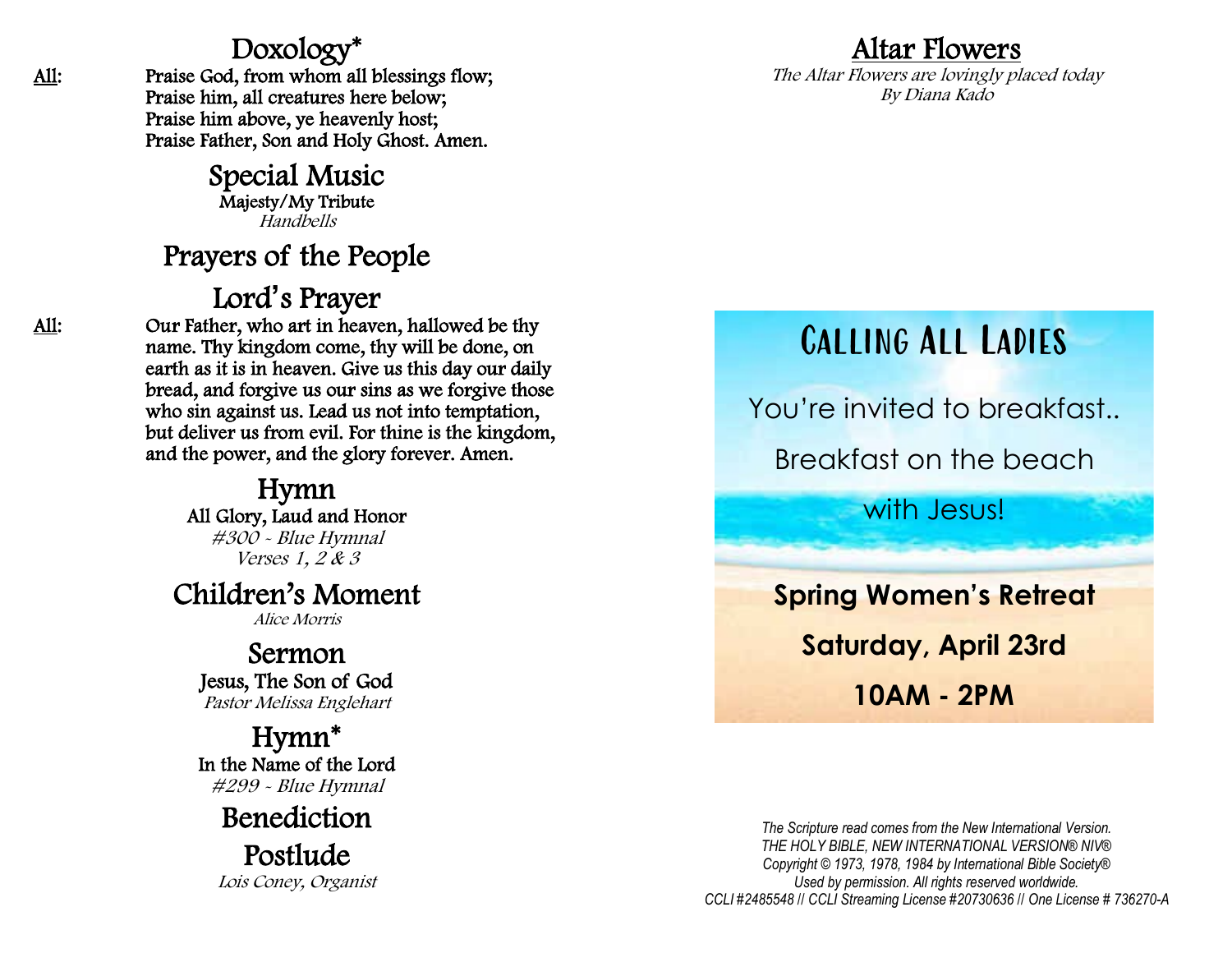## Doxology*

**All:** Praise God, from whom all blessings flow;
Praise him, all creatures here below;
Praise him above, ye heavenly host;
Praise Father, Son and Holy Ghost. Amen.

## Special Music

Majesty/My Tribute
*Handbells*

## Prayers of the People

## Lord's Prayer

**All:** Our Father, who art in heaven, hallowed be thy name. Thy kingdom come, thy will be done, on earth as it is in heaven. Give us this day our daily bread, and forgive us our sins as we forgive those who sin against us. Lead us not into temptation, but deliver us from evil. For thine is the kingdom, and the power, and the glory forever. Amen.

## Hymn

All Glory, Laud and Honor
*#300 - Blue Hymnal*
*Verses 1, 2 & 3*

## Children's Moment

*Alice Morris*

## Sermon

Jesus, The Son of God
*Pastor Melissa Englehart*

## Hymn*

In the Name of the Lord
*#299 - Blue Hymnal*

## Benediction

## Postlude

*Lois Coney, Organist*

## Altar Flowers

*The Altar Flowers are lovingly placed today*
*By Diana Kado*

## Calling All Ladies

You're invited to breakfast..

Breakfast on the beach

with Jesus!

**Spring Women's Retreat**

**Saturday, April 23rd**

**10AM - 2PM**

*The Scripture read comes from the New International Version.*
*THE HOLY BIBLE, NEW INTERNATIONAL VERSION® NIV®*
*Copyright © 1973, 1978, 1984 by International Bible Society®*
*Used by permission. All rights reserved worldwide.*
*CCLI #2485548 // CCLI Streaming License #20730636 // One License # 736270-A*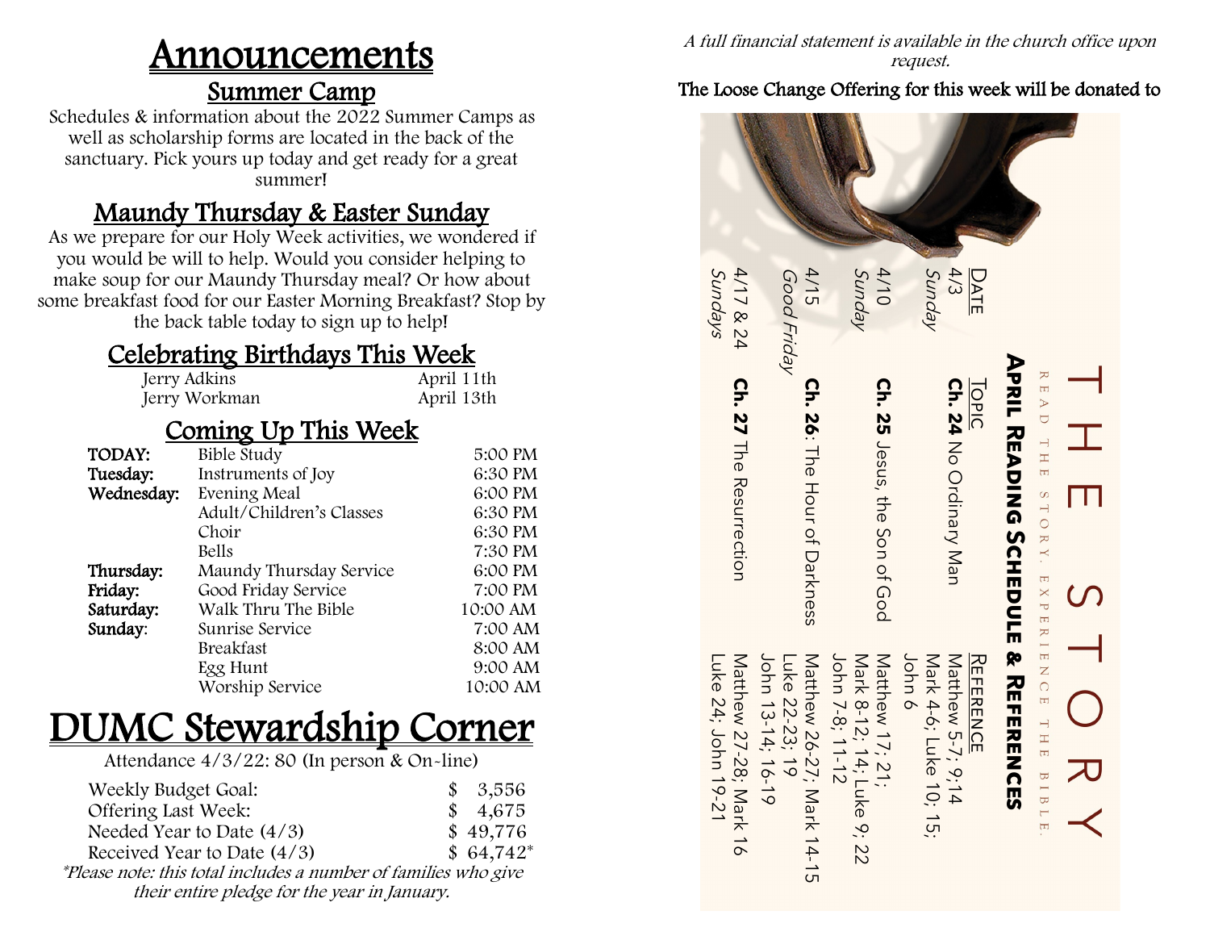# Announcements

## Summer Camp

Schedules & information about the 2022 Summer Camps as well as scholarship forms are located in the back of the sanctuary. Pick yours up today and get ready for a great summer!

## Maundy Thursday & Easter Sunday

As we prepare for our Holy Week activities, we wondered if you would be will to help. Would you consider helping to make soup for our Maundy Thursday meal? Or how about some breakfast food for our Easter Morning Breakfast? Stop by the back table today to sign up to help!

## Celebrating Birthdays This Week

| | |
|---|---|
| Jerry Adkins | April 11th |
| Jerry Workman | April 13th |

## Coming Up This Week

| | | |
|---|---|---|
| **TODAY:** | Bible Study | 5:00 PM |
| **Tuesday:** | Instruments of Joy | 6:30 PM |
| **Wednesday:** | Evening Meal | 6:00 PM |
| | Adult/Children's Classes | 6:30 PM |
| | Choir | 6:30 PM |
| | Bells | 7:30 PM |
| **Thursday:** | Maundy Thursday Service | 6:00 PM |
| **Friday:** | Good Friday Service | 7:00 PM |
| **Saturday:** | Walk Thru The Bible | 10:00 AM |
| **Sunday:** | Sunrise Service | 7:00 AM |
| | Breakfast | 8:00 AM |
| | Egg Hunt | 9:00 AM |
| | Worship Service | 10:00 AM |

# DUMC Stewardship Corner

Attendance 4/3/22: 80 (In person & On-line)

| | |
|---|---|
| Weekly Budget Goal: | $ 3,556 |
| Offering Last Week: | $ 4,675 |
| Needed Year to Date (4/3) | $ 49,776 |
| Received Year to Date (4/3) | $ 64,742* |

*\*Please note: this total includes a number of families who give their entire pledge for the year in January.*

*A full financial statement is available in the church office upon request.*

The Loose Change Offering for this week will be donated to

# THE STORY

READ THE STORY. EXPERIENCE THE BIBLE.

## April Reading Schedule & References

| Date | Topic | Reference |
|---|---|---|
| 4/3 *Sunday* | **Ch. 24** No Ordinary Man | Matthew 5-7; 9;14 Mark 4-6; Luke 10; 15; John 6 |
| 4/10 *Sunday* | **Ch. 25** Jesus, the Son of God | Matthew 17; 21; Mark 8-12; 14; Luke 9; 22 John 7-8; 11-12 |
| 4/15 *Good Friday* | **Ch. 26**: The Hour of Darkness | Matthew 26-27; Mark 14-15 Luke 22-23; 19 John 13-14; 16-19 |
| 4/17 & 24 *Sundays* | **Ch. 27** The Resurrection | Matthew 27-28; Mark 16 Luke 24; John 19-21 |